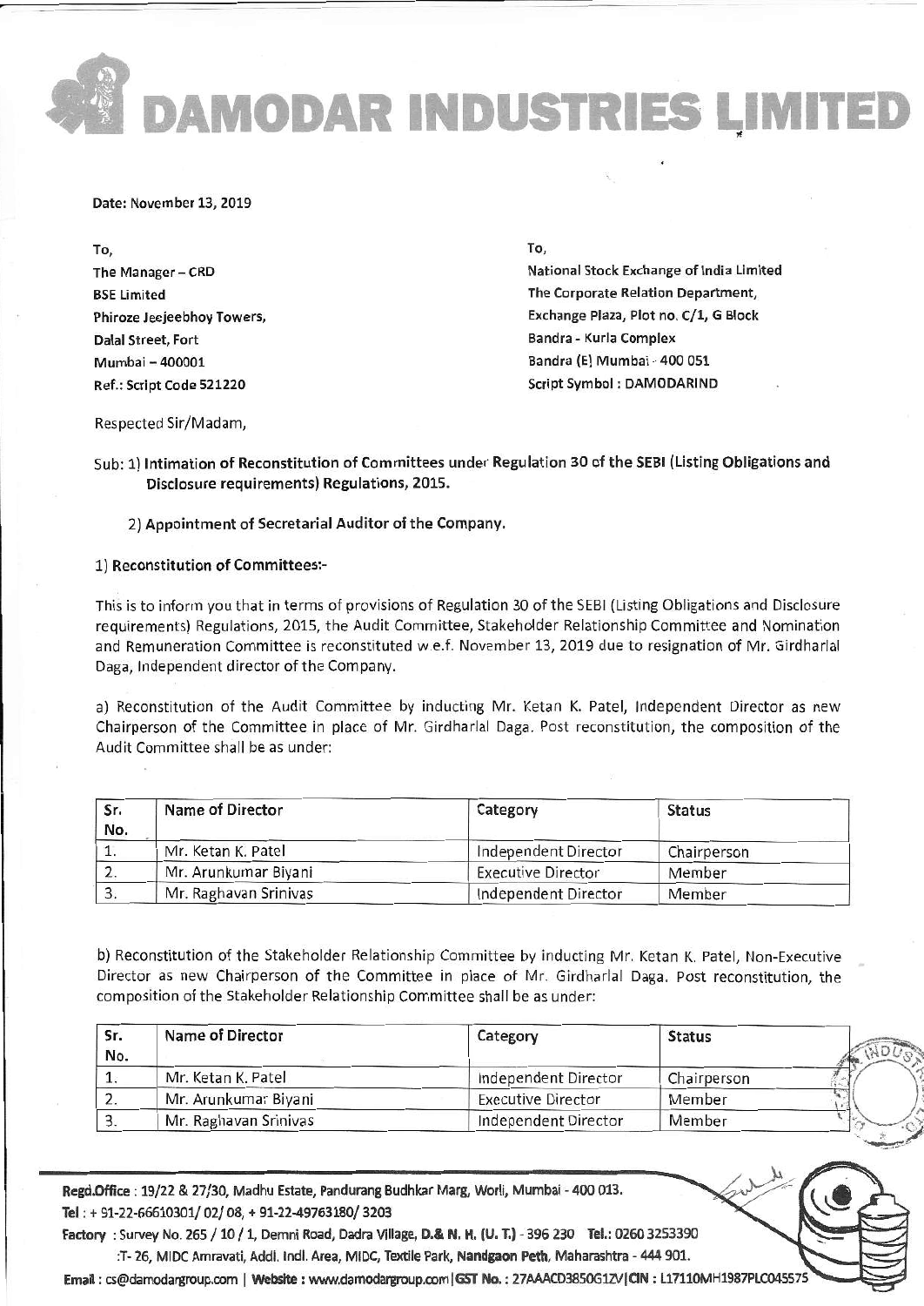# DAMODAR INDUSTRIES LIMITED

**Date: November 13, 2019**

To,
The Manager – CRD
BSE Limited
Phiroze Jeejeebhoy Towers,
Dalal Street, Fort
Mumbai – 400001
Ref.: Script Code 521220

To,
National Stock Exchange of India Limited
The Corporate Relation Department,
Exchange Plaza, Plot no. C/1, G Block
Bandra - Kurla Complex
Bandra (E) Mumbai - 400 051
Script Symbol : DAMODARIND

Respected Sir/Madam,

**Sub: 1) Intimation of Reconstitution of Committees under Regulation 30 of the SEBI (Listing Obligations and Disclosure requirements) Regulations, 2015.**

**2) Appointment of Secretarial Auditor of the Company.**

**1) Reconstitution of Committees:-**

This is to inform you that in terms of provisions of Regulation 30 of the SEBI (Listing Obligations and Disclosure requirements) Regulations, 2015, the Audit Committee, Stakeholder Relationship Committee and Nomination and Remuneration Committee is reconstituted w.e.f. November 13, 2019 due to resignation of Mr. Girdharlal Daga, Independent director of the Company.

a) Reconstitution of the Audit Committee by inducting Mr. Ketan K. Patel, Independent Director as new Chairperson of the Committee in place of Mr. Girdharlal Daga. Post reconstitution, the composition of the Audit Committee shall be as under:

| Sr. No. | Name of Director | Category | Status |
|---|---|---|---|
| 1. | Mr. Ketan K. Patel | Independent Director | Chairperson |
| 2. | Mr. Arunkumar Biyani | Executive Director | Member |
| 3. | Mr. Raghavan Srinivas | Independent Director | Member |

b) Reconstitution of the Stakeholder Relationship Committee by inducting Mr. Ketan K. Patel, Non-Executive Director as new Chairperson of the Committee in place of Mr. Girdharlal Daga. Post reconstitution, the composition of the Stakeholder Relationship Committee shall be as under:

| Sr. No. | Name of Director | Category | Status |
|---|---|---|---|
| 1. | Mr. Ketan K. Patel | Independent Director | Chairperson |
| 2. | Mr. Arunkumar Biyani | Executive Director | Member |
| 3. | Mr. Raghavan Srinivas | Independent Director | Member |

**Regd.Office** : 19/22 & 27/30, Madhu Estate, Pandurang Budhkar Marg, Worli, Mumbai - 400 013.
**Tel** : + 91-22-66610301/ 02/ 08, + 91-22-49763180/ 3203
**Factory** : Survey No. 265 / 10 / 1, Demni Road, Dadra Village, D.& N. H. (U. T.) - 396 230 **Tel.**: 0260 3253390
:T- 26, MIDC Amravati, Addl. Indl. Area, MIDC, Textile Park, Nandgaon Peth, Maharashtra - 444 901.
**Email** : cs@damodargroup.com | **Website** : www.damodargroup.com | **GST No.** : 27AAACD3850G1ZV | **CIN** : L17110MH1987PLC045575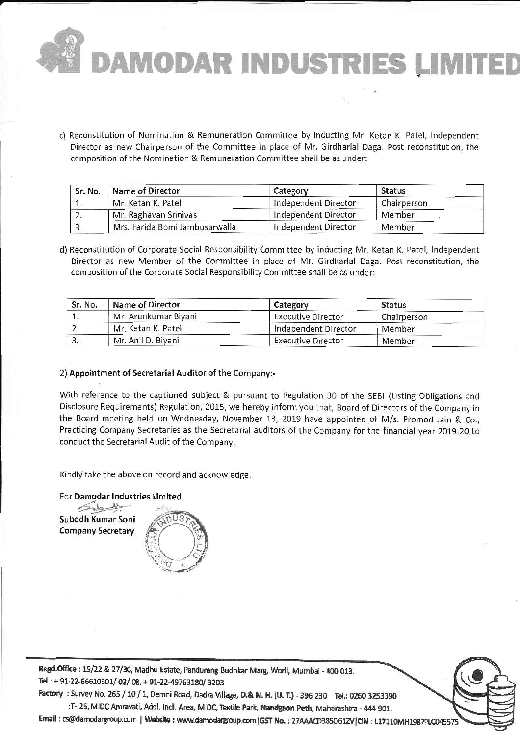# DAMODAR INDUSTRIES LIMITED

c) Reconstitution of Nomination & Remuneration Committee by inducting Mr. Ketan K. Patel, Independent Director as new Chairperson of the Committee in place of Mr. Girdharlal Daga. Post reconstitution, the composition of the Nomination & Remuneration Committee shall be as under:

| Sr. No. | Name of Director | Category | Status |
|---|---|---|---|
| 1. | Mr. Ketan K. Patel | Independent Director | Chairperson |
| 2. | Mr. Raghavan Srinivas | Independent Director | Member |
| 3. | Mrs. Farida Bomi Jambusarwalla | Independent Director | Member |

d) Reconstitution of Corporate Social Responsibility Committee by inducting Mr. Ketan K. Patel, Independent Director as new Member of the Committee in place of Mr. Girdharlal Daga. Post reconstitution, the composition of the Corporate Social Responsibility Committee shall be as under:

| Sr. No. | Name of Director | Category | Status |
|---|---|---|---|
| 1. | Mr. Arunkumar Biyani | Executive Director | Chairperson |
| 2. | Mr. Ketan K. Patel | Independent Director | Member |
| 3. | Mr. Anil D. Biyani | Executive Director | Member |

**2) Appointment of Secretarial Auditor of the Company:-**

With reference to the captioned subject & pursuant to Regulation 30 of the SEBI (Listing Obligations and Disclosure Requirements) Regulation, 2015, we hereby inform you that, Board of Directors of the Company in the Board meeting held on Wednesday, November 13, 2019 have appointed of M/s. Promod Jain & Co., Practicing Company Secretaries as the Secretarial auditors of the Company for the financial year 2019-20 to conduct the Secretarial Audit of the Company.

Kindly take the above on record and acknowledge.

For **Damodar Industries Limited**

**Subodh Kumar Soni**
**Company Secretary**

Regd.Office : 19/22 & 27/30, Madhu Estate, Pandurang Budhkar Marg, Worli, Mumbai - 400 013.
Tel : + 91-22-66610301/ 02/ 08, + 91-22-49763180/ 3203
Factory : Survey No. 265 / 10 / 1, Demni Road, Dadra Village, D.& N. H. (U. T.) - 396 230 Tel.: 0260 3253390
:T- 26, MIDC Amravati, Addl. Indl. Area, MIDC, Textile Park, Nandgaon Peth, Maharashtra - 444 901.
Email : cs@damodargroup.com | Website : www.damodargroup.com | GST No. : 27AAACD3850G1ZV | CIN : L17110MH1987PLC045575